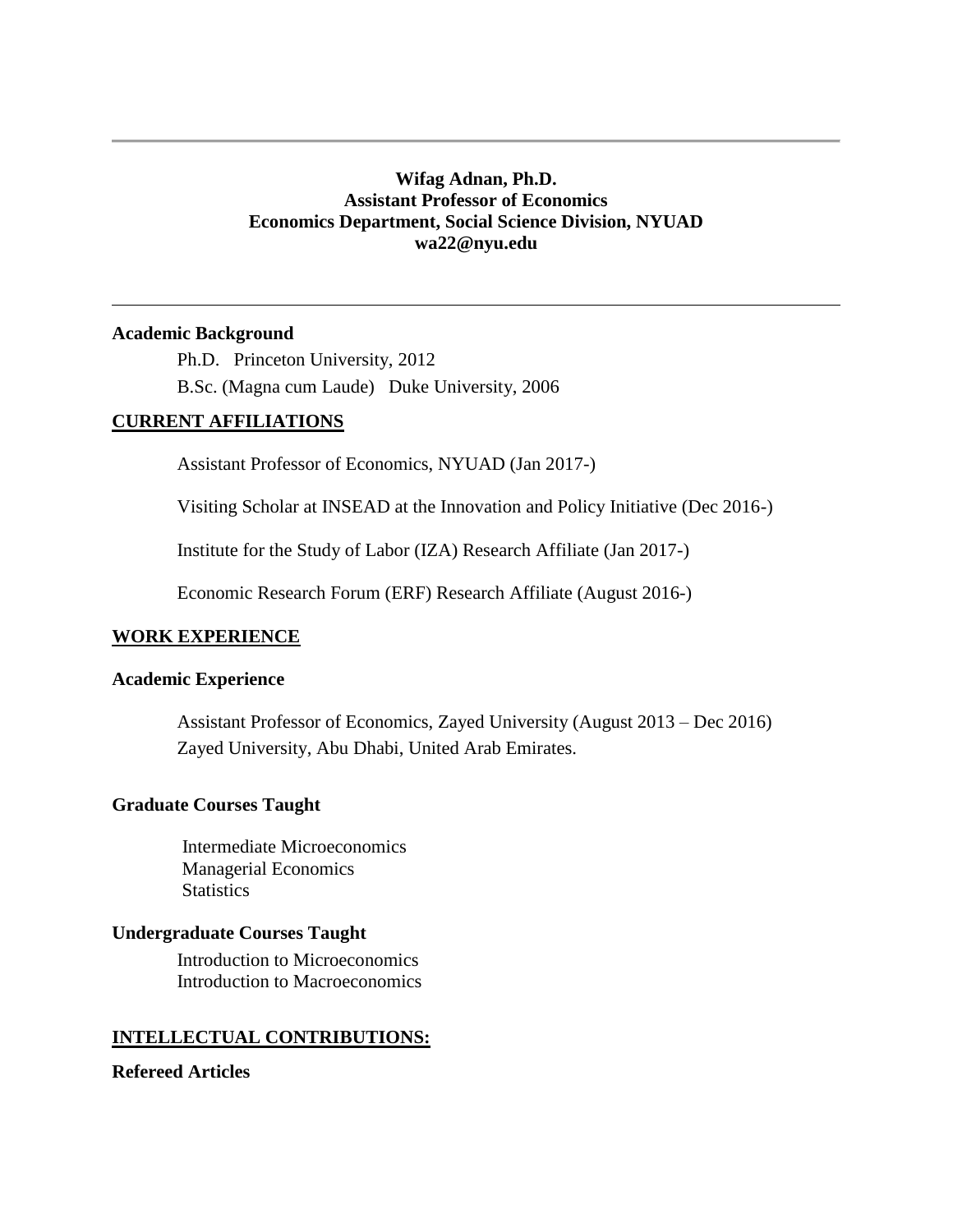---

**Wifag Adnan, Ph.D.**
**Assistant Professor of Economics**
**Economics Department, Social Science Division, NYUAD**
**wa22@nyu.edu**

---

**Academic Background**

Ph.D. Princeton University, 2012

B.Sc. (Magna cum Laude) Duke University, 2006

## CURRENT AFFILIATIONS

Assistant Professor of Economics, NYUAD (Jan 2017-)

Visiting Scholar at INSEAD at the Innovation and Policy Initiative (Dec 2016-)

Institute for the Study of Labor (IZA) Research Affiliate (Jan 2017-)

Economic Research Forum (ERF) Research Affiliate (August 2016-)

## WORK EXPERIENCE

### Academic Experience

Assistant Professor of Economics, Zayed University (August 2013 – Dec 2016)
Zayed University, Abu Dhabi, United Arab Emirates.

### Graduate Courses Taught

Intermediate Microeconomics
Managerial Economics
Statistics

### Undergraduate Courses Taught

Introduction to Microeconomics
Introduction to Macroeconomics

## INTELLECTUAL CONTRIBUTIONS:

### Refereed Articles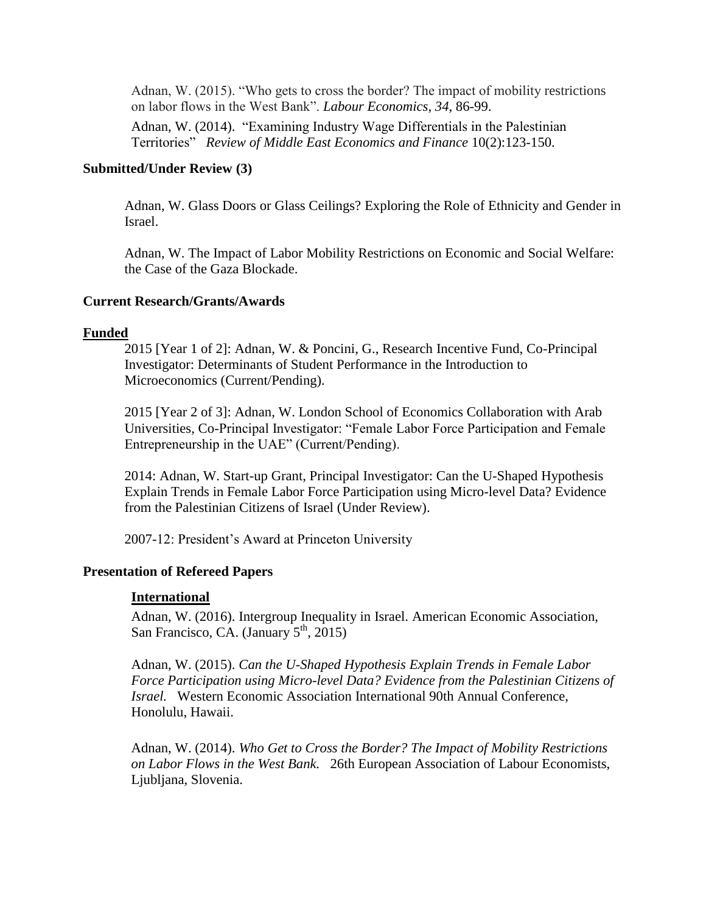Adnan, W. (2015). "Who gets to cross the border? The impact of mobility restrictions on labor flows in the West Bank". *Labour Economics*, *34,* 86-99.

Adnan, W. (2014). "Examining Industry Wage Differentials in the Palestinian Territories" *Review of Middle East Economics and Finance* 10(2):123-150.

**Submitted/Under Review (3)**

Adnan, W. Glass Doors or Glass Ceilings? Exploring the Role of Ethnicity and Gender in Israel.

Adnan, W. The Impact of Labor Mobility Restrictions on Economic and Social Welfare: the Case of the Gaza Blockade.

**Current Research/Grants/Awards**

**Funded**

2015 [Year 1 of 2]: Adnan, W. & Poncini, G., Research Incentive Fund, Co-Principal Investigator: Determinants of Student Performance in the Introduction to Microeconomics (Current/Pending).

2015 [Year 2 of 3]: Adnan, W. London School of Economics Collaboration with Arab Universities, Co-Principal Investigator: "Female Labor Force Participation and Female Entrepreneurship in the UAE" (Current/Pending).

2014: Adnan, W. Start-up Grant, Principal Investigator: Can the U-Shaped Hypothesis Explain Trends in Female Labor Force Participation using Micro-level Data? Evidence from the Palestinian Citizens of Israel (Under Review).

2007-12: President's Award at Princeton University

**Presentation of Refereed Papers**

**International**

Adnan, W. (2016). Intergroup Inequality in Israel. American Economic Association, San Francisco, CA. (January 5th, 2015)

Adnan, W. (2015). *Can the U-Shaped Hypothesis Explain Trends in Female Labor Force Participation using Micro-level Data? Evidence from the Palestinian Citizens of Israel.* Western Economic Association International 90th Annual Conference, Honolulu, Hawaii.

Adnan, W. (2014). *Who Get to Cross the Border? The Impact of Mobility Restrictions on Labor Flows in the West Bank.* 26th European Association of Labour Economists, Ljubljana, Slovenia.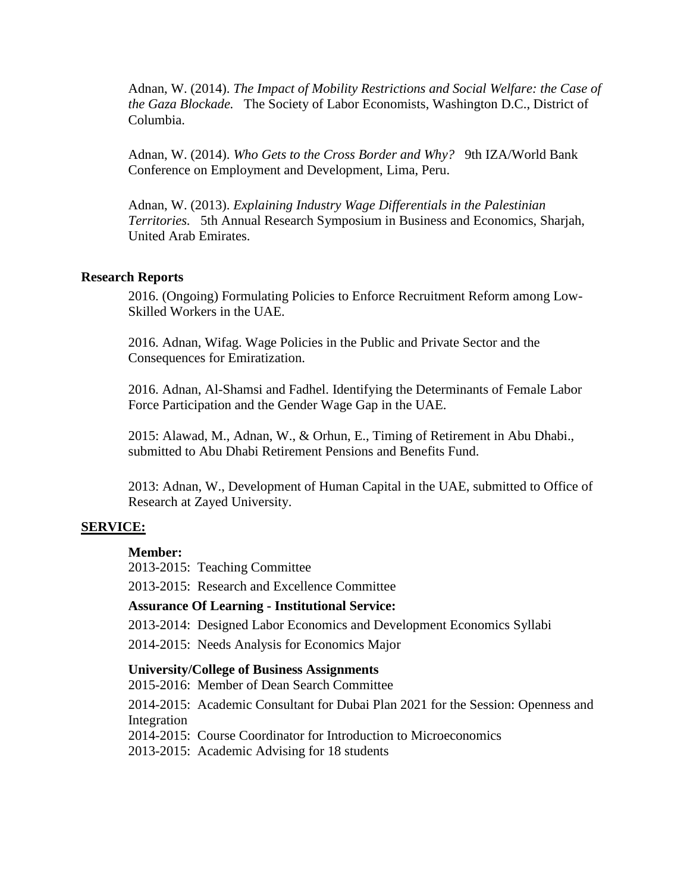Adnan, W. (2014). *The Impact of Mobility Restrictions and Social Welfare: the Case of the Gaza Blockade.* The Society of Labor Economists, Washington D.C., District of Columbia.

Adnan, W. (2014). *Who Gets to the Cross Border and Why?* 9th IZA/World Bank Conference on Employment and Development, Lima, Peru.

Adnan, W. (2013). *Explaining Industry Wage Differentials in the Palestinian Territories.* 5th Annual Research Symposium in Business and Economics, Sharjah, United Arab Emirates.

### Research Reports

2016. (Ongoing) Formulating Policies to Enforce Recruitment Reform among Low-Skilled Workers in the UAE.

2016. Adnan, Wifag. Wage Policies in the Public and Private Sector and the Consequences for Emiratization.

2016. Adnan, Al-Shamsi and Fadhel. Identifying the Determinants of Female Labor Force Participation and the Gender Wage Gap in the UAE.

2015: Alawad, M., Adnan, W., & Orhun, E., Timing of Retirement in Abu Dhabi., submitted to Abu Dhabi Retirement Pensions and Benefits Fund.

2013: Adnan, W., Development of Human Capital in the UAE, submitted to Office of Research at Zayed University.

## SERVICE:

**Member:**

2013-2015: Teaching Committee

2013-2015: Research and Excellence Committee

**Assurance Of Learning - Institutional Service:**

2013-2014: Designed Labor Economics and Development Economics Syllabi

2014-2015: Needs Analysis for Economics Major

**University/College of Business Assignments**

2015-2016: Member of Dean Search Committee

2014-2015: Academic Consultant for Dubai Plan 2021 for the Session: Openness and Integration

2014-2015: Course Coordinator for Introduction to Microeconomics

2013-2015: Academic Advising for 18 students